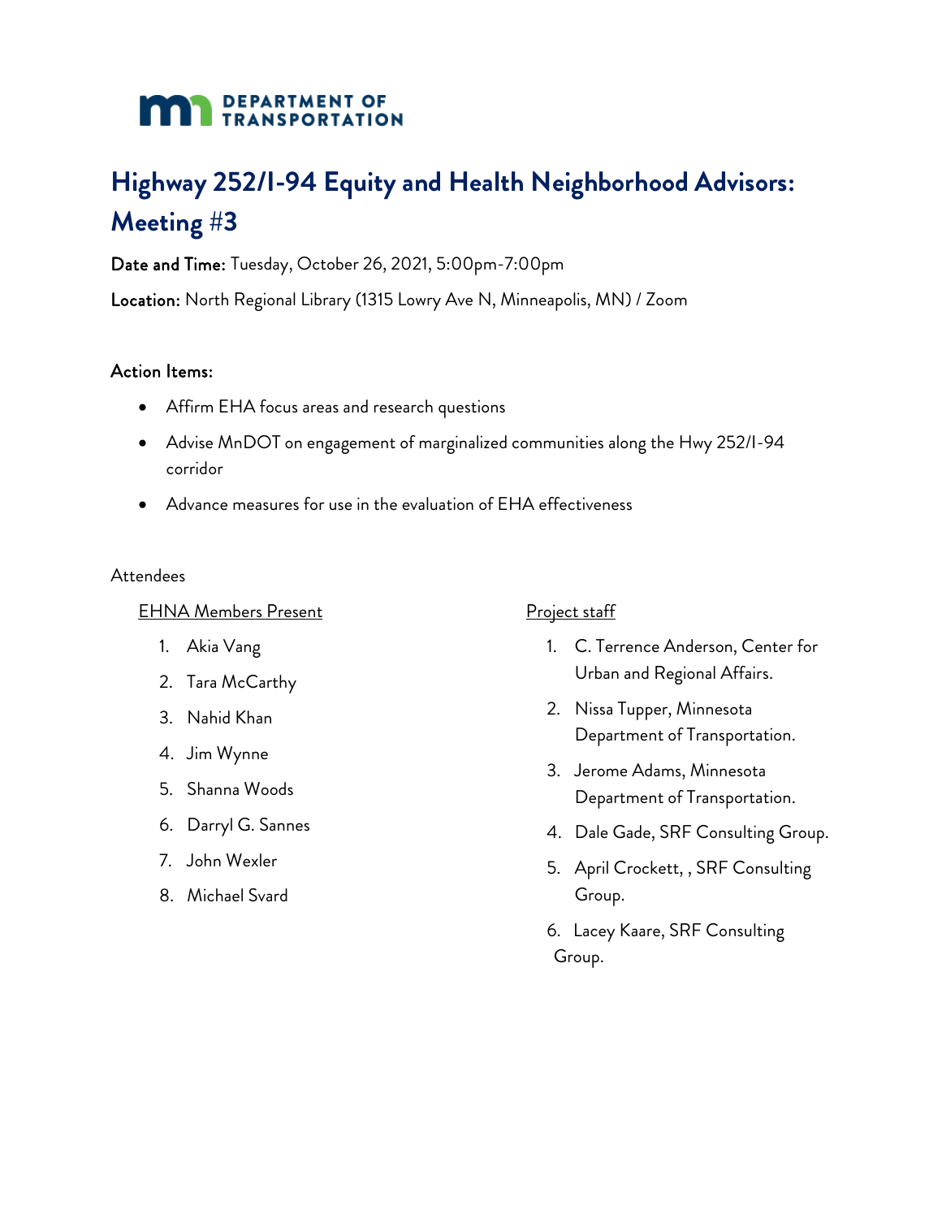DEPARTMENT OF TRANSPORTATION

# Highway 252/I-94 Equity and Health Neighborhood Advisors: Meeting #3

**Date and Time:** Tuesday, October 26, 2021, 5:00pm-7:00pm

**Location:** North Regional Library (1315 Lowry Ave N, Minneapolis, MN) / Zoom

## Action Items:

- Affirm EHA focus areas and research questions
- Advise MnDOT on engagement of marginalized communities along the Hwy 252/I-94 corridor
- Advance measures for use in the evaluation of EHA effectiveness

Attendees

EHNA Members Present

1. Akia Vang
2. Tara McCarthy
3. Nahid Khan
4. Jim Wynne
5. Shanna Woods
6. Darryl G. Sannes
7. John Wexler
8. Michael Svard

Project staff

1. C. Terrence Anderson, Center for Urban and Regional Affairs.
2. Nissa Tupper, Minnesota Department of Transportation.
3. Jerome Adams, Minnesota Department of Transportation.
4. Dale Gade, SRF Consulting Group.
5. April Crockett, , SRF Consulting Group.
6. Lacey Kaare, SRF Consulting Group.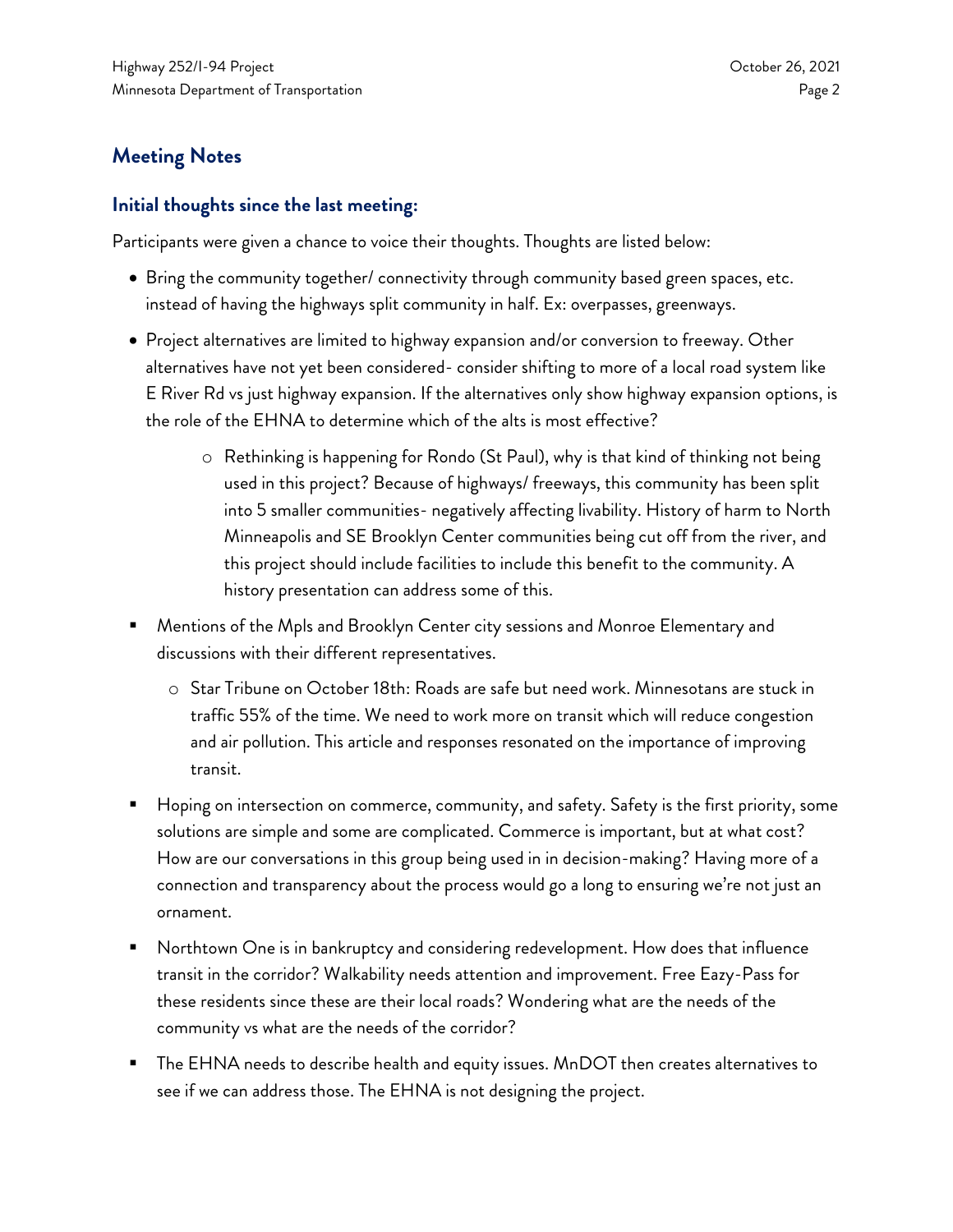## Meeting Notes

### Initial thoughts since the last meeting:

Participants were given a chance to voice their thoughts. Thoughts are listed below:

- Bring the community together/ connectivity through community based green spaces, etc. instead of having the highways split community in half. Ex: overpasses, greenways.
- Project alternatives are limited to highway expansion and/or conversion to freeway. Other alternatives have not yet been considered- consider shifting to more of a local road system like E River Rd vs just highway expansion. If the alternatives only show highway expansion options, is the role of the EHNA to determine which of the alts is most effective?
    - Rethinking is happening for Rondo (St Paul), why is that kind of thinking not being used in this project? Because of highways/ freeways, this community has been split into 5 smaller communities- negatively affecting livability. History of harm to North Minneapolis and SE Brooklyn Center communities being cut off from the river, and this project should include facilities to include this benefit to the community. A history presentation can address some of this.
- Mentions of the Mpls and Brooklyn Center city sessions and Monroe Elementary and discussions with their different representatives.
    - Star Tribune on October 18th: Roads are safe but need work. Minnesotans are stuck in traffic 55% of the time. We need to work more on transit which will reduce congestion and air pollution. This article and responses resonated on the importance of improving transit.
- Hoping on intersection on commerce, community, and safety. Safety is the first priority, some solutions are simple and some are complicated. Commerce is important, but at what cost? How are our conversations in this group being used in in decision-making? Having more of a connection and transparency about the process would go a long to ensuring we're not just an ornament.
- Northtown One is in bankruptcy and considering redevelopment. How does that influence transit in the corridor? Walkability needs attention and improvement. Free Eazy-Pass for these residents since these are their local roads? Wondering what are the needs of the community vs what are the needs of the corridor?
- The EHNA needs to describe health and equity issues. MnDOT then creates alternatives to see if we can address those. The EHNA is not designing the project.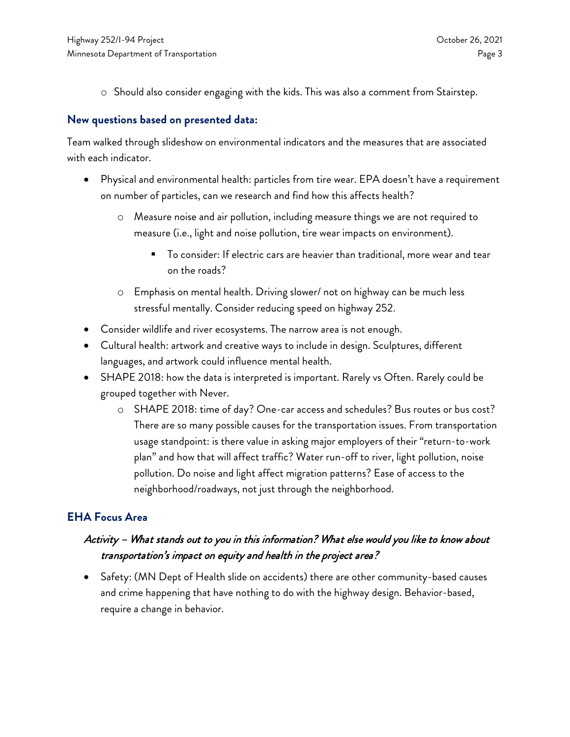- Should also consider engaging with the kids. This was also a comment from Stairstep.

### New questions based on presented data:

Team walked through slideshow on environmental indicators and the measures that are associated with each indicator.

- Physical and environmental health: particles from tire wear. EPA doesn't have a requirement on number of particles, can we research and find how this affects health?
    - Measure noise and air pollution, including measure things we are not required to measure (i.e., light and noise pollution, tire wear impacts on environment).
        - To consider: If electric cars are heavier than traditional, more wear and tear on the roads?
    - Emphasis on mental health. Driving slower/ not on highway can be much less stressful mentally. Consider reducing speed on highway 252.
- Consider wildlife and river ecosystems. The narrow area is not enough.
- Cultural health: artwork and creative ways to include in design. Sculptures, different languages, and artwork could influence mental health.
- SHAPE 2018: how the data is interpreted is important. Rarely vs Often. Rarely could be grouped together with Never.
    - SHAPE 2018: time of day? One-car access and schedules? Bus routes or bus cost? There are so many possible causes for the transportation issues. From transportation usage standpoint: is there value in asking major employers of their "return-to-work plan" and how that will affect traffic? Water run-off to river, light pollution, noise pollution. Do noise and light affect migration patterns? Ease of access to the neighborhood/roadways, not just through the neighborhood.

### EHA Focus Area

#### *Activity – What stands out to you in this information? What else would you like to know about transportation's impact on equity and health in the project area?*

- Safety: (MN Dept of Health slide on accidents) there are other community-based causes and crime happening that have nothing to do with the highway design. Behavior-based, require a change in behavior.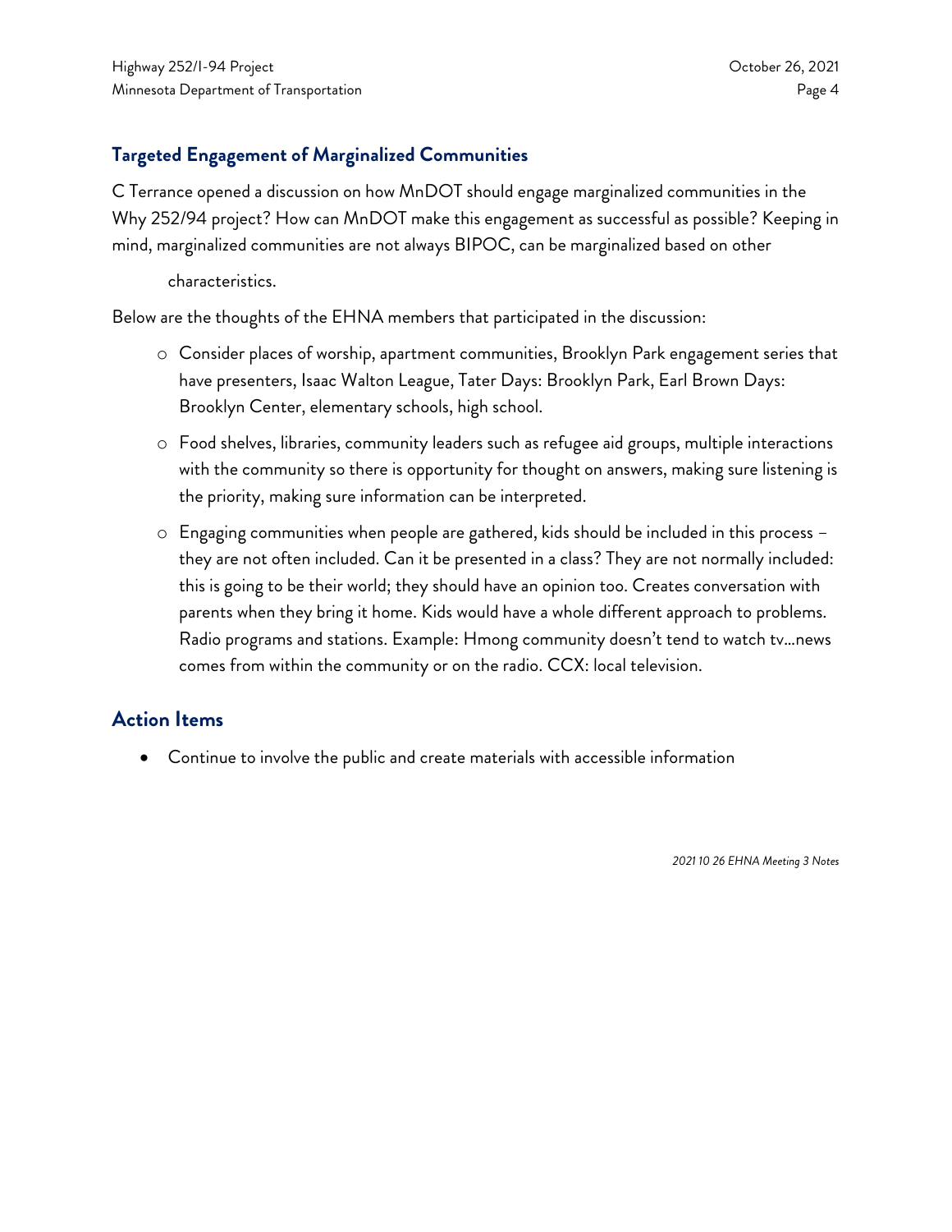## Targeted Engagement of Marginalized Communities

C Terrance opened a discussion on how MnDOT should engage marginalized communities in the Why 252/94 project? How can MnDOT make this engagement as successful as possible? Keeping in mind, marginalized communities are not always BIPOC, can be marginalized based on other characteristics.

Below are the thoughts of the EHNA members that participated in the discussion:

- Consider places of worship, apartment communities, Brooklyn Park engagement series that have presenters, Isaac Walton League, Tater Days: Brooklyn Park, Earl Brown Days: Brooklyn Center, elementary schools, high school.
- Food shelves, libraries, community leaders such as refugee aid groups, multiple interactions with the community so there is opportunity for thought on answers, making sure listening is the priority, making sure information can be interpreted.
- Engaging communities when people are gathered, kids should be included in this process – they are not often included. Can it be presented in a class? They are not normally included: this is going to be their world; they should have an opinion too. Creates conversation with parents when they bring it home. Kids would have a whole different approach to problems. Radio programs and stations. Example: Hmong community doesn't tend to watch tv…news comes from within the community or on the radio. CCX: local television.

## Action Items

- Continue to involve the public and create materials with accessible information